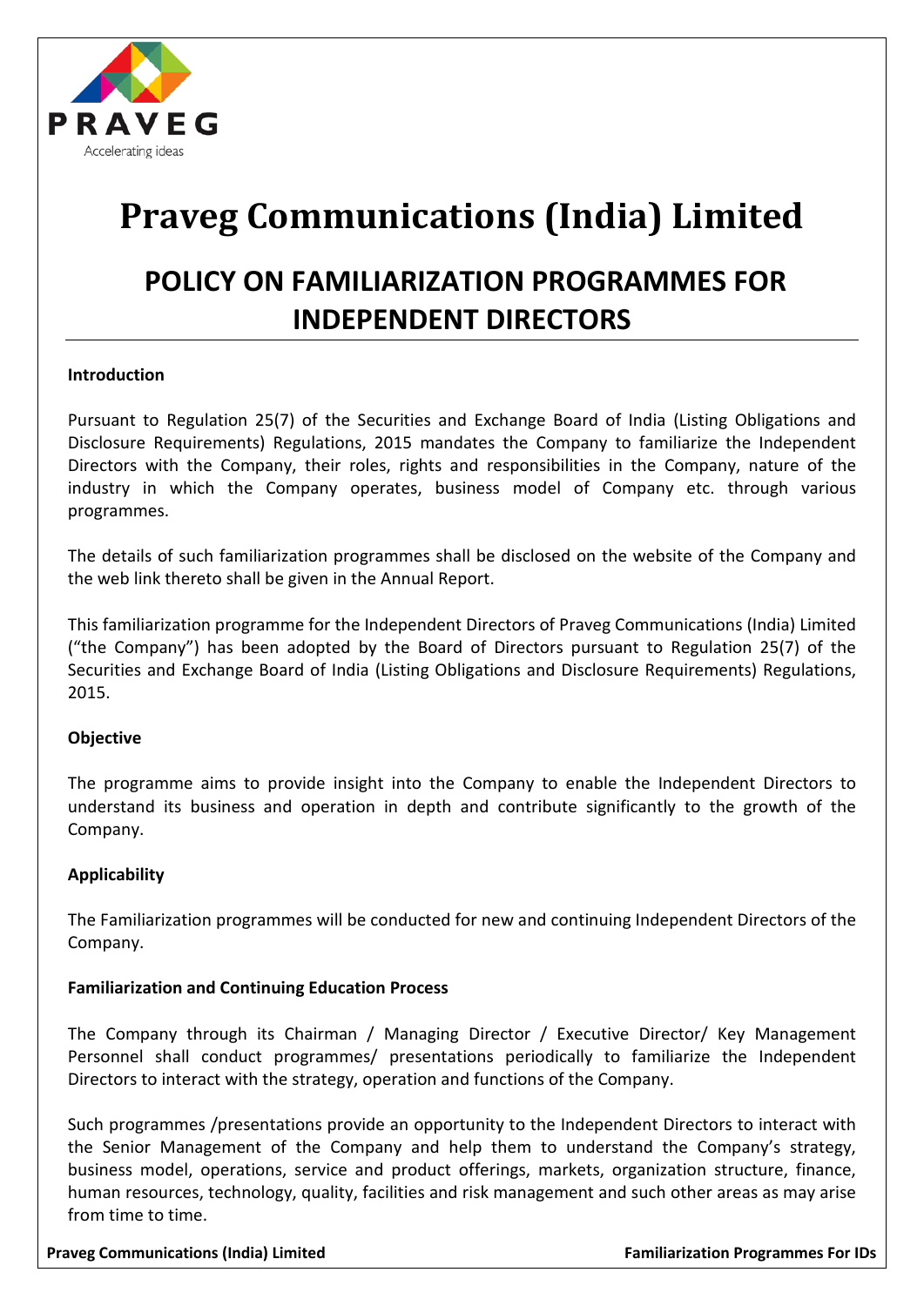# Praveg Communications (India) Limited

## POLICY ON FAMILIARIZATION PROGRAMMES FOR INDEPENDENT DIRECTORS

**Introduction**

Pursuant to Regulation 25(7) of the Securities and Exchange Board of India (Listing Obligations and Disclosure Requirements) Regulations, 2015 mandates the Company to familiarize the Independent Directors with the Company, their roles, rights and responsibilities in the Company, nature of the industry in which the Company operates, business model of Company etc. through various programmes.

The details of such familiarization programmes shall be disclosed on the website of the Company and the web link thereto shall be given in the Annual Report.

This familiarization programme for the Independent Directors of Praveg Communications (India) Limited ("the Company") has been adopted by the Board of Directors pursuant to Regulation 25(7) of the Securities and Exchange Board of India (Listing Obligations and Disclosure Requirements) Regulations, 2015.

**Objective**

The programme aims to provide insight into the Company to enable the Independent Directors to understand its business and operation in depth and contribute significantly to the growth of the Company.

**Applicability**

The Familiarization programmes will be conducted for new and continuing Independent Directors of the Company.

**Familiarization and Continuing Education Process**

The Company through its Chairman / Managing Director / Executive Director/ Key Management Personnel shall conduct programmes/ presentations periodically to familiarize the Independent Directors to interact with the strategy, operation and functions of the Company.

Such programmes /presentations provide an opportunity to the Independent Directors to interact with the Senior Management of the Company and help them to understand the Company's strategy, business model, operations, service and product offerings, markets, organization structure, finance, human resources, technology, quality, facilities and risk management and such other areas as may arise from time to time.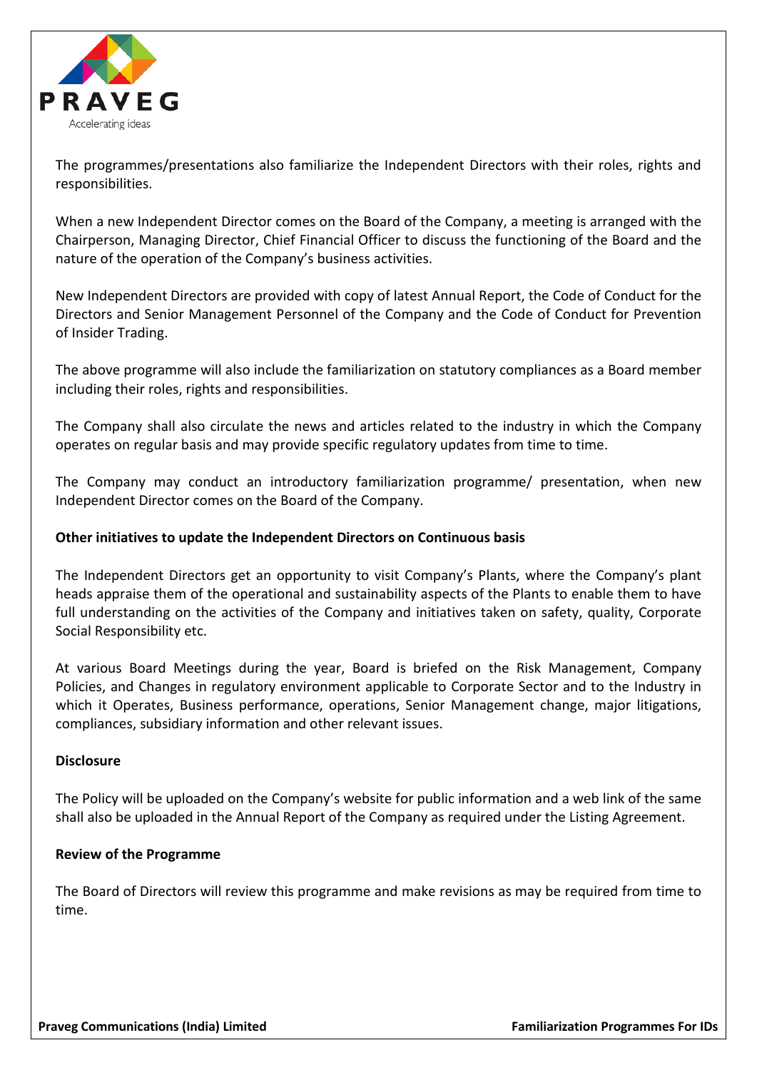The programmes/presentations also familiarize the Independent Directors with their roles, rights and responsibilities.

When a new Independent Director comes on the Board of the Company, a meeting is arranged with the Chairperson, Managing Director, Chief Financial Officer to discuss the functioning of the Board and the nature of the operation of the Company's business activities.

New Independent Directors are provided with copy of latest Annual Report, the Code of Conduct for the Directors and Senior Management Personnel of the Company and the Code of Conduct for Prevention of Insider Trading.

The above programme will also include the familiarization on statutory compliances as a Board member including their roles, rights and responsibilities.

The Company shall also circulate the news and articles related to the industry in which the Company operates on regular basis and may provide specific regulatory updates from time to time.

The Company may conduct an introductory familiarization programme/ presentation, when new Independent Director comes on the Board of the Company.

**Other initiatives to update the Independent Directors on Continuous basis**

The Independent Directors get an opportunity to visit Company's Plants, where the Company's plant heads appraise them of the operational and sustainability aspects of the Plants to enable them to have full understanding on the activities of the Company and initiatives taken on safety, quality, Corporate Social Responsibility etc.

At various Board Meetings during the year, Board is briefed on the Risk Management, Company Policies, and Changes in regulatory environment applicable to Corporate Sector and to the Industry in which it Operates, Business performance, operations, Senior Management change, major litigations, compliances, subsidiary information and other relevant issues.

**Disclosure**

The Policy will be uploaded on the Company's website for public information and a web link of the same shall also be uploaded in the Annual Report of the Company as required under the Listing Agreement.

**Review of the Programme**

The Board of Directors will review this programme and make revisions as may be required from time to time.